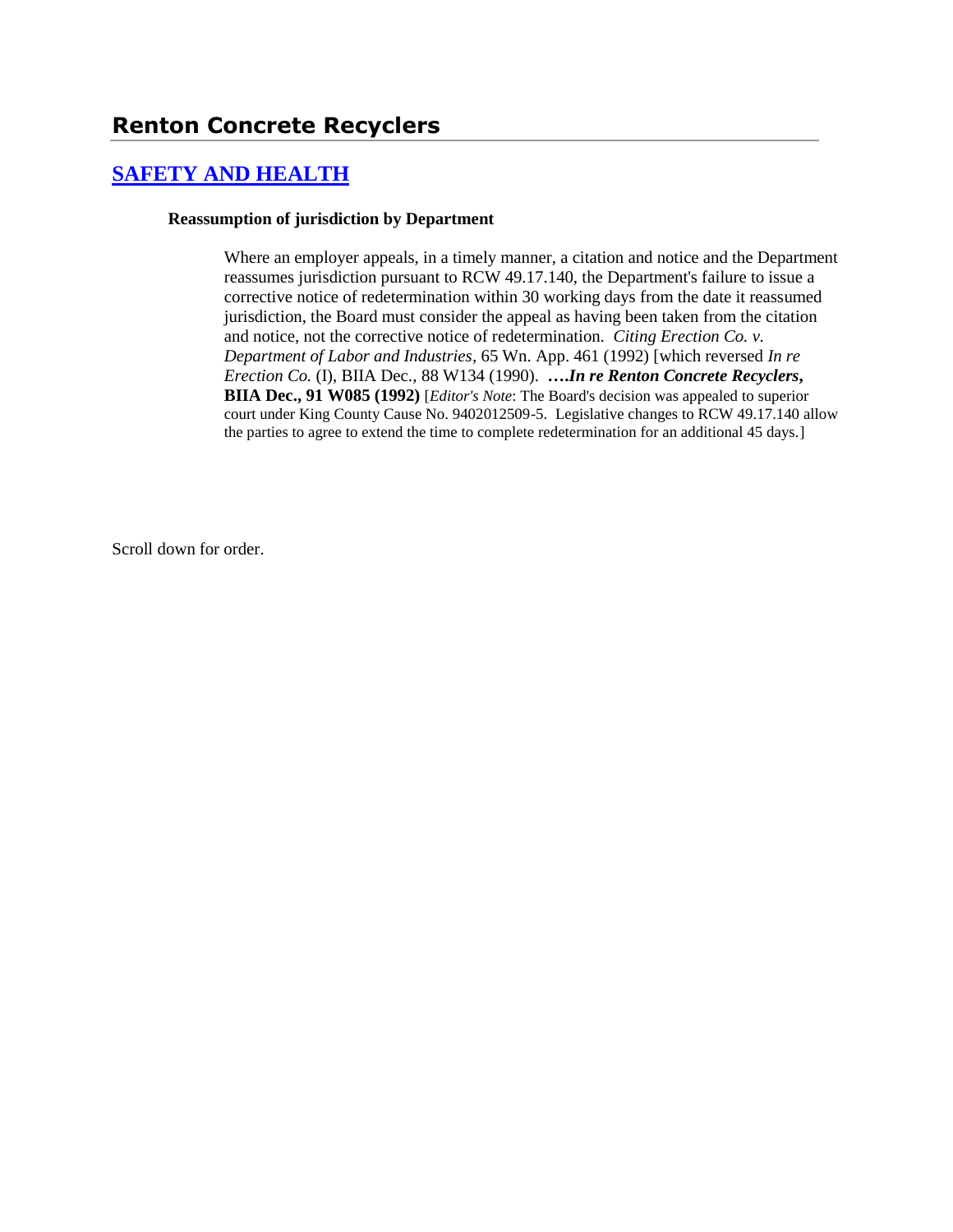# Renton Concrete Recyclers

## [SAFETY AND HEALTH]

### Reassumption of jurisdiction by Department

Where an employer appeals, in a timely manner, a citation and notice and the Department reassumes jurisdiction pursuant to RCW 49.17.140, the Department's failure to issue a corrective notice of redetermination within 30 working days from the date it reassumed jurisdiction, the Board must consider the appeal as having been taken from the citation and notice, not the corrective notice of redetermination. *Citing Erection Co. v. Department of Labor and Industries*, 65 Wn. App. 461 (1992) [which reversed *In re Erection Co.* (I), BIIA Dec., 88 W134 (1990). **….*In re Renton Concrete Recyclers*, BIIA Dec., 91 W085 (1992)** [*Editor's Note*: The Board's decision was appealed to superior court under King County Cause No. 9402012509-5. Legislative changes to RCW 49.17.140 allow the parties to agree to extend the time to complete redetermination for an additional 45 days.]

Scroll down for order.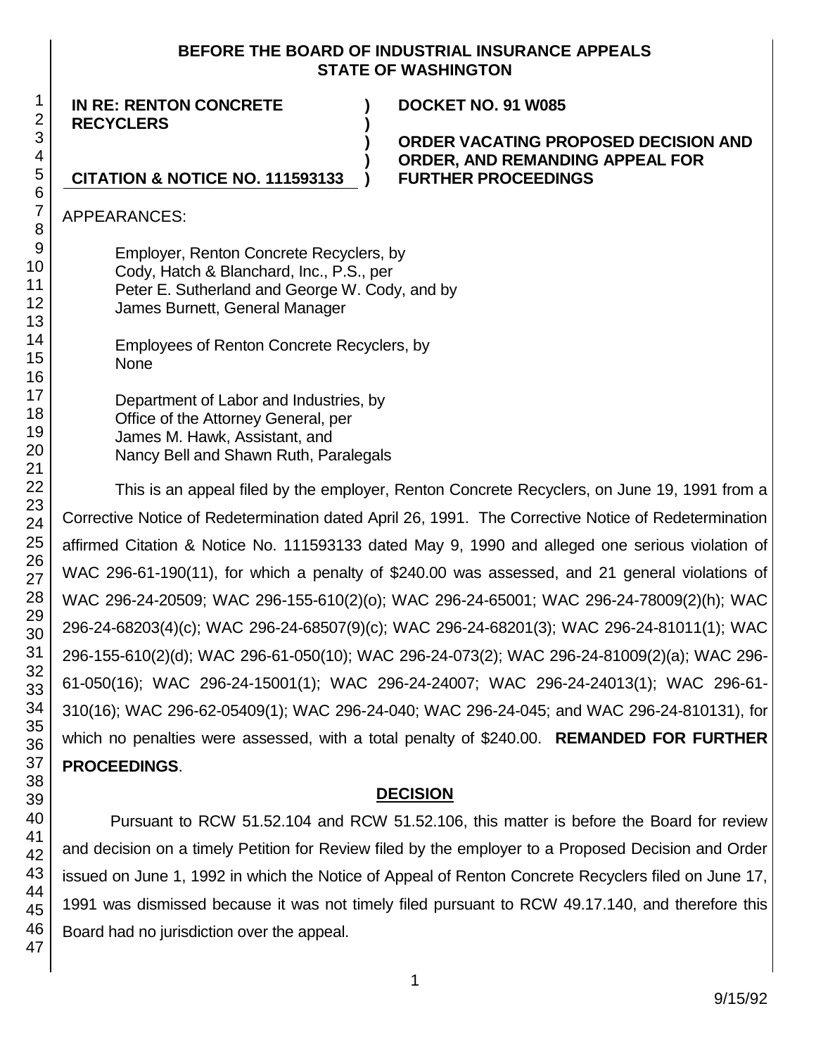**BEFORE THE BOARD OF INDUSTRIAL INSURANCE APPEALS**
**STATE OF WASHINGTON**

| | | |
|---|---|---|
| **IN RE: RENTON CONCRETE RECYCLERS** | **)** | **DOCKET NO. 91 W085** |
| | **)** | |
| | **)** | **ORDER VACATING PROPOSED DECISION AND ORDER, AND REMANDING APPEAL FOR FURTHER PROCEEDINGS** |
| **CITATION & NOTICE NO. 111593133** | **)** | |

APPEARANCES:

Employer, Renton Concrete Recyclers, by
Cody, Hatch & Blanchard, Inc., P.S., per
Peter E. Sutherland and George W. Cody, and by
James Burnett, General Manager

Employees of Renton Concrete Recyclers, by
None

Department of Labor and Industries, by
Office of the Attorney General, per
James M. Hawk, Assistant, and
Nancy Bell and Shawn Ruth, Paralegals

This is an appeal filed by the employer, Renton Concrete Recyclers, on June 19, 1991 from a Corrective Notice of Redetermination dated April 26, 1991. The Corrective Notice of Redetermination affirmed Citation & Notice No. 111593133 dated May 9, 1990 and alleged one serious violation of WAC 296-61-190(11), for which a penalty of $240.00 was assessed, and 21 general violations of WAC 296-24-20509; WAC 296-155-610(2)(o); WAC 296-24-65001; WAC 296-24-78009(2)(h); WAC 296-24-68203(4)(c); WAC 296-24-68507(9)(c); WAC 296-24-68201(3); WAC 296-24-81011(1); WAC 296-155-610(2)(d); WAC 296-61-050(10); WAC 296-24-073(2); WAC 296-24-81009(2)(a); WAC 296-61-050(16); WAC 296-24-15001(1); WAC 296-24-24007; WAC 296-24-24013(1); WAC 296-61-310(16); WAC 296-62-05409(1); WAC 296-24-040; WAC 296-24-045; and WAC 296-24-810131), for which no penalties were assessed, with a total penalty of $240.00. **REMANDED FOR FURTHER PROCEEDINGS**.

## DECISION

Pursuant to RCW 51.52.104 and RCW 51.52.106, this matter is before the Board for review and decision on a timely Petition for Review filed by the employer to a Proposed Decision and Order issued on June 1, 1992 in which the Notice of Appeal of Renton Concrete Recyclers filed on June 17, 1991 was dismissed because it was not timely filed pursuant to RCW 49.17.140, and therefore this Board had no jurisdiction over the appeal.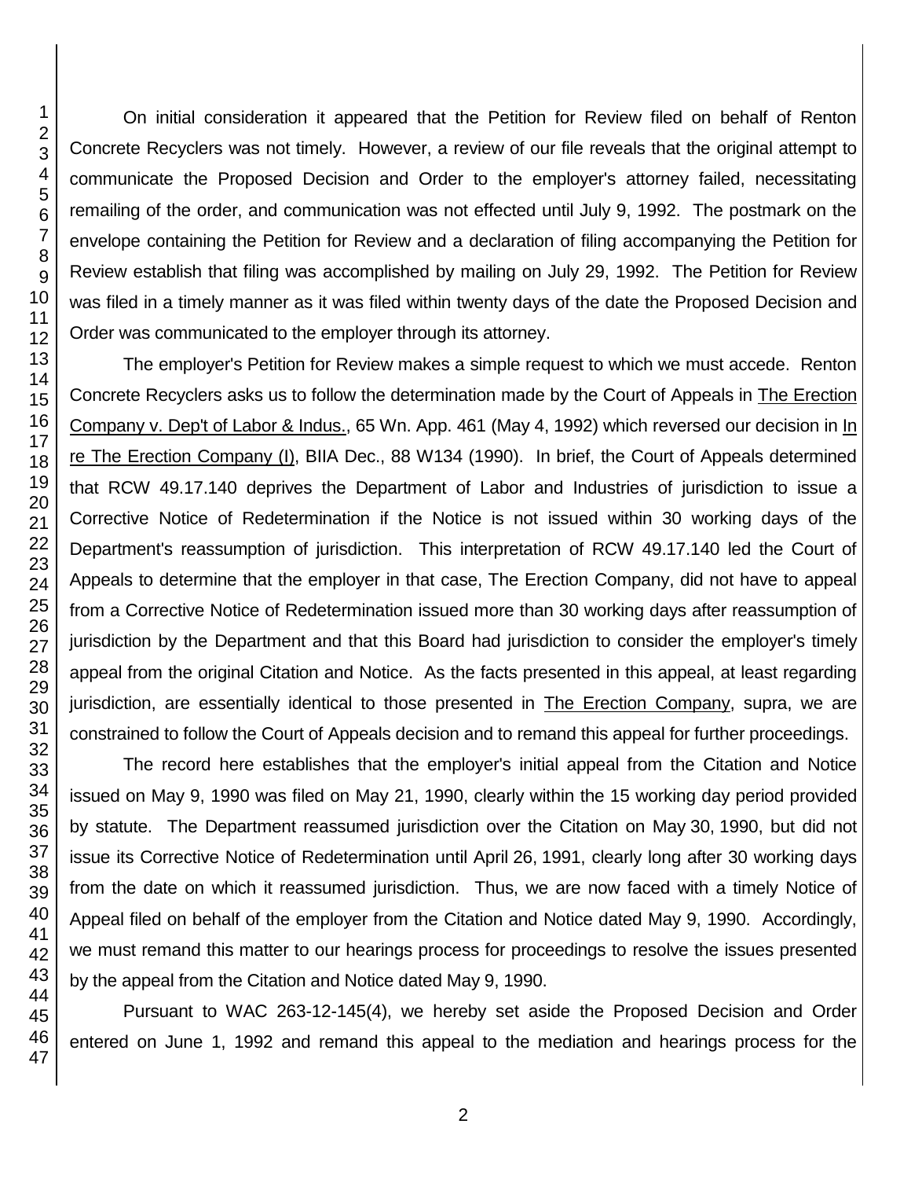On initial consideration it appeared that the Petition for Review filed on behalf of Renton Concrete Recyclers was not timely. However, a review of our file reveals that the original attempt to communicate the Proposed Decision and Order to the employer's attorney failed, necessitating remailing of the order, and communication was not effected until July 9, 1992. The postmark on the envelope containing the Petition for Review and a declaration of filing accompanying the Petition for Review establish that filing was accomplished by mailing on July 29, 1992. The Petition for Review was filed in a timely manner as it was filed within twenty days of the date the Proposed Decision and Order was communicated to the employer through its attorney.

The employer's Petition for Review makes a simple request to which we must accede. Renton Concrete Recyclers asks us to follow the determination made by the Court of Appeals in The Erection Company v. Dep't of Labor & Indus., 65 Wn. App. 461 (May 4, 1992) which reversed our decision in In re The Erection Company (I), BIIA Dec., 88 W134 (1990). In brief, the Court of Appeals determined that RCW 49.17.140 deprives the Department of Labor and Industries of jurisdiction to issue a Corrective Notice of Redetermination if the Notice is not issued within 30 working days of the Department's reassumption of jurisdiction. This interpretation of RCW 49.17.140 led the Court of Appeals to determine that the employer in that case, The Erection Company, did not have to appeal from a Corrective Notice of Redetermination issued more than 30 working days after reassumption of jurisdiction by the Department and that this Board had jurisdiction to consider the employer's timely appeal from the original Citation and Notice. As the facts presented in this appeal, at least regarding jurisdiction, are essentially identical to those presented in The Erection Company, supra, we are constrained to follow the Court of Appeals decision and to remand this appeal for further proceedings.

The record here establishes that the employer's initial appeal from the Citation and Notice issued on May 9, 1990 was filed on May 21, 1990, clearly within the 15 working day period provided by statute. The Department reassumed jurisdiction over the Citation on May 30, 1990, but did not issue its Corrective Notice of Redetermination until April 26, 1991, clearly long after 30 working days from the date on which it reassumed jurisdiction. Thus, we are now faced with a timely Notice of Appeal filed on behalf of the employer from the Citation and Notice dated May 9, 1990. Accordingly, we must remand this matter to our hearings process for proceedings to resolve the issues presented by the appeal from the Citation and Notice dated May 9, 1990.

Pursuant to WAC 263-12-145(4), we hereby set aside the Proposed Decision and Order entered on June 1, 1992 and remand this appeal to the mediation and hearings process for the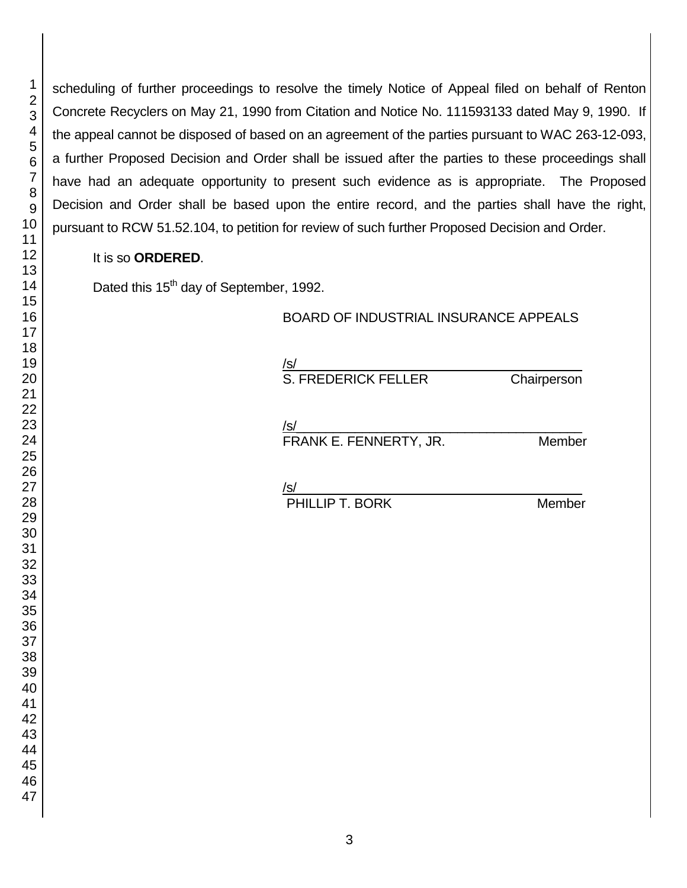scheduling of further proceedings to resolve the timely Notice of Appeal filed on behalf of Renton Concrete Recyclers on May 21, 1990 from Citation and Notice No. 111593133 dated May 9, 1990. If the appeal cannot be disposed of based on an agreement of the parties pursuant to WAC 263-12-093, a further Proposed Decision and Order shall be issued after the parties to these proceedings shall have had an adequate opportunity to present such evidence as is appropriate. The Proposed Decision and Order shall be based upon the entire record, and the parties shall have the right, pursuant to RCW 51.52.104, to petition for review of such further Proposed Decision and Order.

It is so **ORDERED**.

Dated this 15th day of September, 1992.

BOARD OF INDUSTRIAL INSURANCE APPEALS

/s/
S. FREDERICK FELLER Chairperson

/s/
FRANK E. FENNERTY, JR. Member

/s/
PHILLIP T. BORK Member